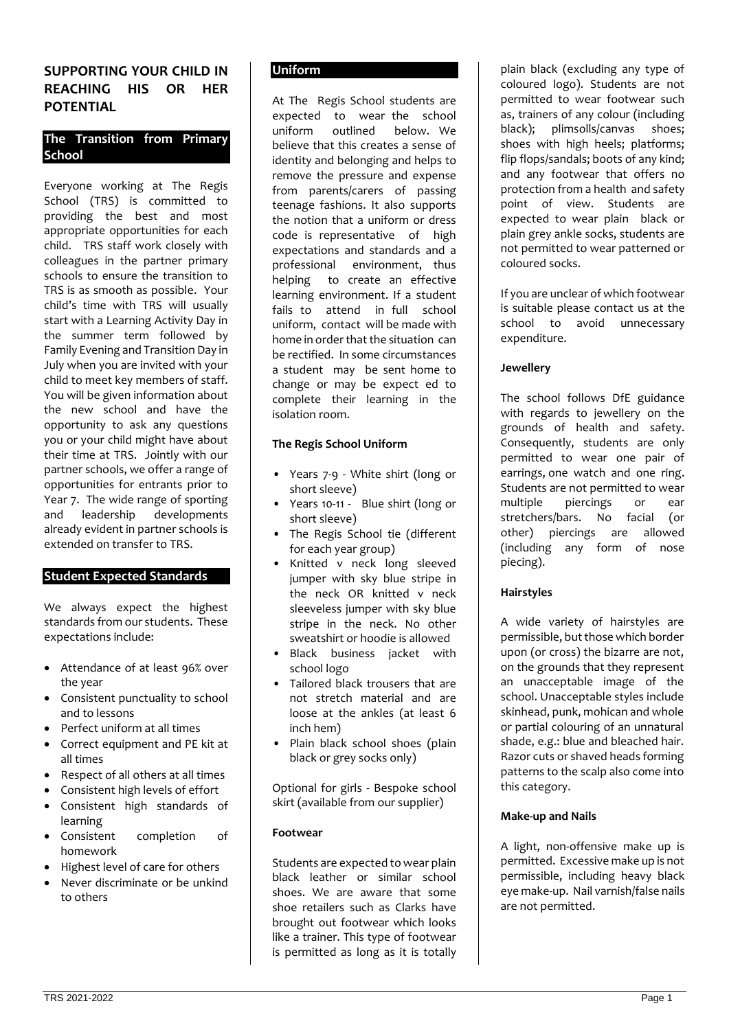# SUPPORTING YOUR CHILD IN REACHING HIS OR HER POTENTIAL

## The Transition from Primary School

Everyone working at The Regis School (TRS) is committed to providing the best and most appropriate opportunities for each child. TRS staff work closely with colleagues in the partner primary schools to ensure the transition to TRS is as smooth as possible. Your child's time with TRS will usually start with a Learning Activity Day in the summer term followed by Family Evening and Transition Day in July when you are invited with your child to meet key members of staff. You will be given information about the new school and have the opportunity to ask any questions you or your child might have about their time at TRS. Jointly with our partner schools, we offer a range of opportunities for entrants prior to Year 7. The wide range of sporting and leadership developments already evident in partner schools is extended on transfer to TRS.

## Student Expected Standards

We always expect the highest standards from our students. These expectations include:

- Attendance of at least 96% over the year
- Consistent punctuality to school and to lessons
- Perfect uniform at all times
- Correct equipment and PE kit at all times
- Respect of all others at all times
- Consistent high levels of effort
- Consistent high standards of learning
- Consistent completion of homework
- Highest level of care for others
- Never discriminate or be unkind to others

## Uniform

At The Regis School students are expected to wear the school uniform outlined below. We believe that this creates a sense of identity and belonging and helps to remove the pressure and expense from parents/carers of passing teenage fashions. It also supports the notion that a uniform or dress code is representative of high expectations and standards and a professional environment, thus helping to create an effective learning environment. If a student fails to attend in full school uniform, contact will be made with home in order that the situation can be rectified. In some circumstances a student may be sent home to change or may be expect ed to complete their learning in the isolation room.

### The Regis School Uniform

- Years 7-9 - White shirt (long or short sleeve)
- Years 10-11 - Blue shirt (long or short sleeve)
- The Regis School tie (different for each year group)
- Knitted v neck long sleeved jumper with sky blue stripe in the neck OR knitted v neck sleeveless jumper with sky blue stripe in the neck. No other sweatshirt or hoodie is allowed
- Black business jacket with school logo
- Tailored black trousers that are not stretch material and are loose at the ankles (at least 6 inch hem)
- Plain black school shoes (plain black or grey socks only)

Optional for girls - Bespoke school skirt (available from our supplier)

### Footwear

Students are expected to wear plain black leather or similar school shoes. We are aware that some shoe retailers such as Clarks have brought out footwear which looks like a trainer. This type of footwear is permitted as long as it is totally plain black (excluding any type of coloured logo). Students are not permitted to wear footwear such as, trainers of any colour (including black); plimsolls/canvas shoes; shoes with high heels; platforms; flip flops/sandals; boots of any kind; and any footwear that offers no protection from a health and safety point of view. Students are expected to wear plain black or plain grey ankle socks, students are not permitted to wear patterned or coloured socks.

If you are unclear of which footwear is suitable please contact us at the school to avoid unnecessary expenditure.

### Jewellery

The school follows DfE guidance with regards to jewellery on the grounds of health and safety. Consequently, students are only permitted to wear one pair of earrings, one watch and one ring. Students are not permitted to wear multiple piercings or ear stretchers/bars. No facial (or other) piercings are allowed (including any form of nose piecing).

### Hairstyles

A wide variety of hairstyles are permissible, but those which border upon (or cross) the bizarre are not, on the grounds that they represent an unacceptable image of the school. Unacceptable styles include skinhead, punk, mohican and whole or partial colouring of an unnatural shade, e.g.: blue and bleached hair. Razor cuts or shaved heads forming patterns to the scalp also come into this category.

### Make-up and Nails

A light, non-offensive make up is permitted. Excessive make up is not permissible, including heavy black eye make-up. Nail varnish/false nails are not permitted.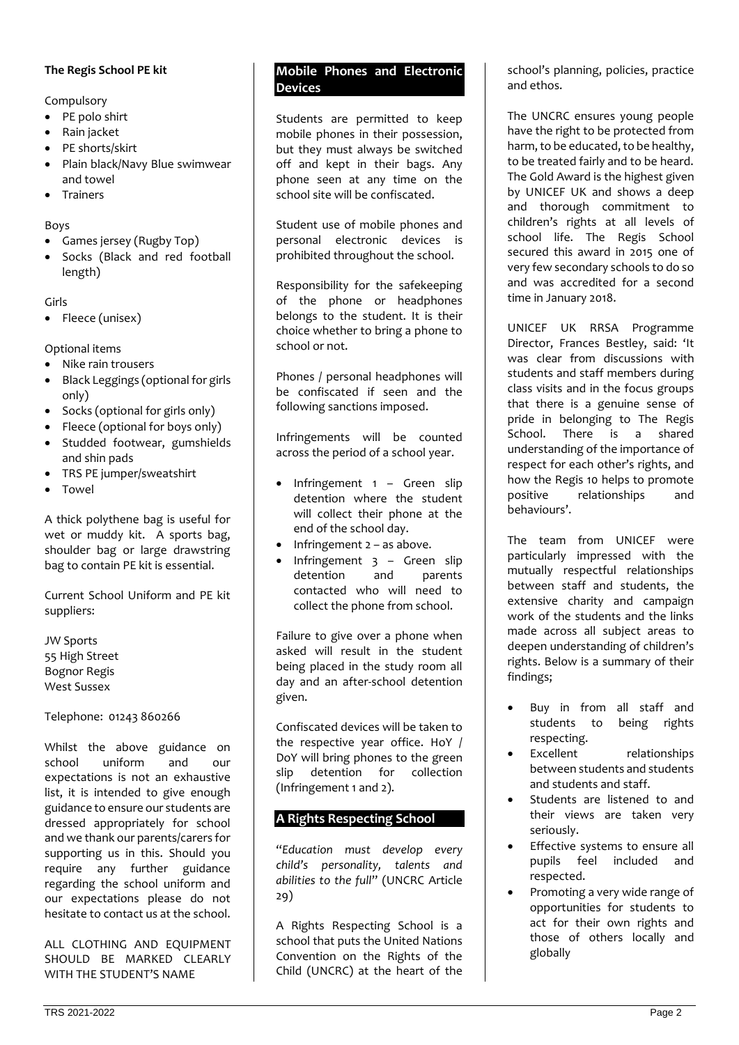**The Regis School PE kit**

Compulsory

- PE polo shirt
- Rain jacket
- PE shorts/skirt
- Plain black/Navy Blue swimwear and towel
- Trainers

Boys

- Games jersey (Rugby Top)
- Socks (Black and red football length)

Girls

- Fleece (unisex)

Optional items

- Nike rain trousers
- Black Leggings (optional for girls only)
- Socks (optional for girls only)
- Fleece (optional for boys only)
- Studded footwear, gumshields and shin pads
- TRS PE jumper/sweatshirt
- Towel

A thick polythene bag is useful for wet or muddy kit. A sports bag, shoulder bag or large drawstring bag to contain PE kit is essential.

Current School Uniform and PE kit suppliers:

JW Sports
55 High Street
Bognor Regis
West Sussex

Telephone: 01243 860266

Whilst the above guidance on school uniform and our expectations is not an exhaustive list, it is intended to give enough guidance to ensure our students are dressed appropriately for school and we thank our parents/carers for supporting us in this. Should you require any further guidance regarding the school uniform and our expectations please do not hesitate to contact us at the school.

ALL CLOTHING AND EQUIPMENT SHOULD BE MARKED CLEARLY WITH THE STUDENT'S NAME

## Mobile Phones and Electronic Devices

Students are permitted to keep mobile phones in their possession, but they must always be switched off and kept in their bags. Any phone seen at any time on the school site will be confiscated.

Student use of mobile phones and personal electronic devices is prohibited throughout the school.

Responsibility for the safekeeping of the phone or headphones belongs to the student. It is their choice whether to bring a phone to school or not.

Phones / personal headphones will be confiscated if seen and the following sanctions imposed.

Infringements will be counted across the period of a school year.

- Infringement 1 – Green slip detention where the student will collect their phone at the end of the school day.
- Infringement 2 – as above.
- Infringement 3 – Green slip detention and parents contacted who will need to collect the phone from school.

Failure to give over a phone when asked will result in the student being placed in the study room all day and an after-school detention given.

Confiscated devices will be taken to the respective year office. HoY / DoY will bring phones to the green slip detention for collection (Infringement 1 and 2).

## A Rights Respecting School

"*Education must develop every child's personality, talents and abilities to the full*" (UNCRC Article 29)

A Rights Respecting School is a school that puts the United Nations Convention on the Rights of the Child (UNCRC) at the heart of the school's planning, policies, practice and ethos.

The UNCRC ensures young people have the right to be protected from harm, to be educated, to be healthy, to be treated fairly and to be heard. The Gold Award is the highest given by UNICEF UK and shows a deep and thorough commitment to children's rights at all levels of school life. The Regis School secured this award in 2015 one of very few secondary schools to do so and was accredited for a second time in January 2018.

UNICEF UK RRSA Programme Director, Frances Bestley, said: 'It was clear from discussions with students and staff members during class visits and in the focus groups that there is a genuine sense of pride in belonging to The Regis School. There is a shared understanding of the importance of respect for each other's rights, and how the Regis 10 helps to promote positive relationships and behaviours'.

The team from UNICEF were particularly impressed with the mutually respectful relationships between staff and students, the extensive charity and campaign work of the students and the links made across all subject areas to deepen understanding of children's rights. Below is a summary of their findings;

- Buy in from all staff and students to being rights respecting.
- Excellent relationships between students and students and students and staff.
- Students are listened to and their views are taken very seriously.
- Effective systems to ensure all pupils feel included and respected.
- Promoting a very wide range of opportunities for students to act for their own rights and those of others locally and globally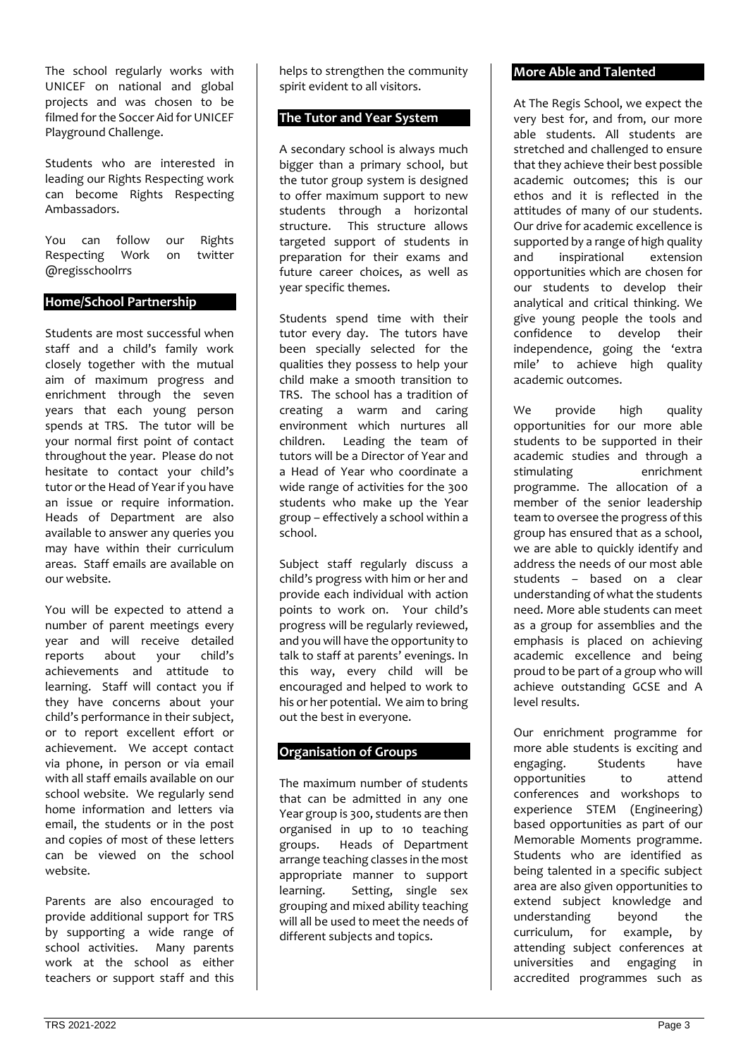The school regularly works with UNICEF on national and global projects and was chosen to be filmed for the Soccer Aid for UNICEF Playground Challenge.

Students who are interested in leading our Rights Respecting work can become Rights Respecting Ambassadors.

You can follow our Rights Respecting Work on twitter @regisschoolrrs

## Home/School Partnership

Students are most successful when staff and a child's family work closely together with the mutual aim of maximum progress and enrichment through the seven years that each young person spends at TRS. The tutor will be your normal first point of contact throughout the year. Please do not hesitate to contact your child's tutor or the Head of Year if you have an issue or require information. Heads of Department are also available to answer any queries you may have within their curriculum areas. Staff emails are available on our website.

You will be expected to attend a number of parent meetings every year and will receive detailed reports about your child's achievements and attitude to learning. Staff will contact you if they have concerns about your child's performance in their subject, or to report excellent effort or achievement. We accept contact via phone, in person or via email with all staff emails available on our school website. We regularly send home information and letters via email, the students or in the post and copies of most of these letters can be viewed on the school website.

Parents are also encouraged to provide additional support for TRS by supporting a wide range of school activities. Many parents work at the school as either teachers or support staff and this helps to strengthen the community spirit evident to all visitors.

## The Tutor and Year System

A secondary school is always much bigger than a primary school, but the tutor group system is designed to offer maximum support to new students through a horizontal structure. This structure allows targeted support of students in preparation for their exams and future career choices, as well as year specific themes.

Students spend time with their tutor every day. The tutors have been specially selected for the qualities they possess to help your child make a smooth transition to TRS. The school has a tradition of creating a warm and caring environment which nurtures all children. Leading the team of tutors will be a Director of Year and a Head of Year who coordinate a wide range of activities for the 300 students who make up the Year group – effectively a school within a school.

Subject staff regularly discuss a child's progress with him or her and provide each individual with action points to work on. Your child's progress will be regularly reviewed, and you will have the opportunity to talk to staff at parents' evenings. In this way, every child will be encouraged and helped to work to his or her potential. We aim to bring out the best in everyone.

## Organisation of Groups

The maximum number of students that can be admitted in any one Year group is 300, students are then organised in up to 10 teaching groups. Heads of Department arrange teaching classes in the most appropriate manner to support learning. Setting, single sex grouping and mixed ability teaching will all be used to meet the needs of different subjects and topics.

## More Able and Talented

At The Regis School, we expect the very best for, and from, our more able students. All students are stretched and challenged to ensure that they achieve their best possible academic outcomes; this is our ethos and it is reflected in the attitudes of many of our students. Our drive for academic excellence is supported by a range of high quality and inspirational extension opportunities which are chosen for our students to develop their analytical and critical thinking. We give young people the tools and confidence to develop their independence, going the 'extra mile' to achieve high quality academic outcomes.

We provide high quality opportunities for our more able students to be supported in their academic studies and through a stimulating enrichment programme. The allocation of a member of the senior leadership team to oversee the progress of this group has ensured that as a school, we are able to quickly identify and address the needs of our most able students – based on a clear understanding of what the students need. More able students can meet as a group for assemblies and the emphasis is placed on achieving academic excellence and being proud to be part of a group who will achieve outstanding GCSE and A level results.

Our enrichment programme for more able students is exciting and engaging. Students have opportunities to attend conferences and workshops to experience STEM (Engineering) based opportunities as part of our Memorable Moments programme. Students who are identified as being talented in a specific subject area are also given opportunities to extend subject knowledge and understanding beyond the curriculum, for example, by attending subject conferences at universities and engaging in accredited programmes such as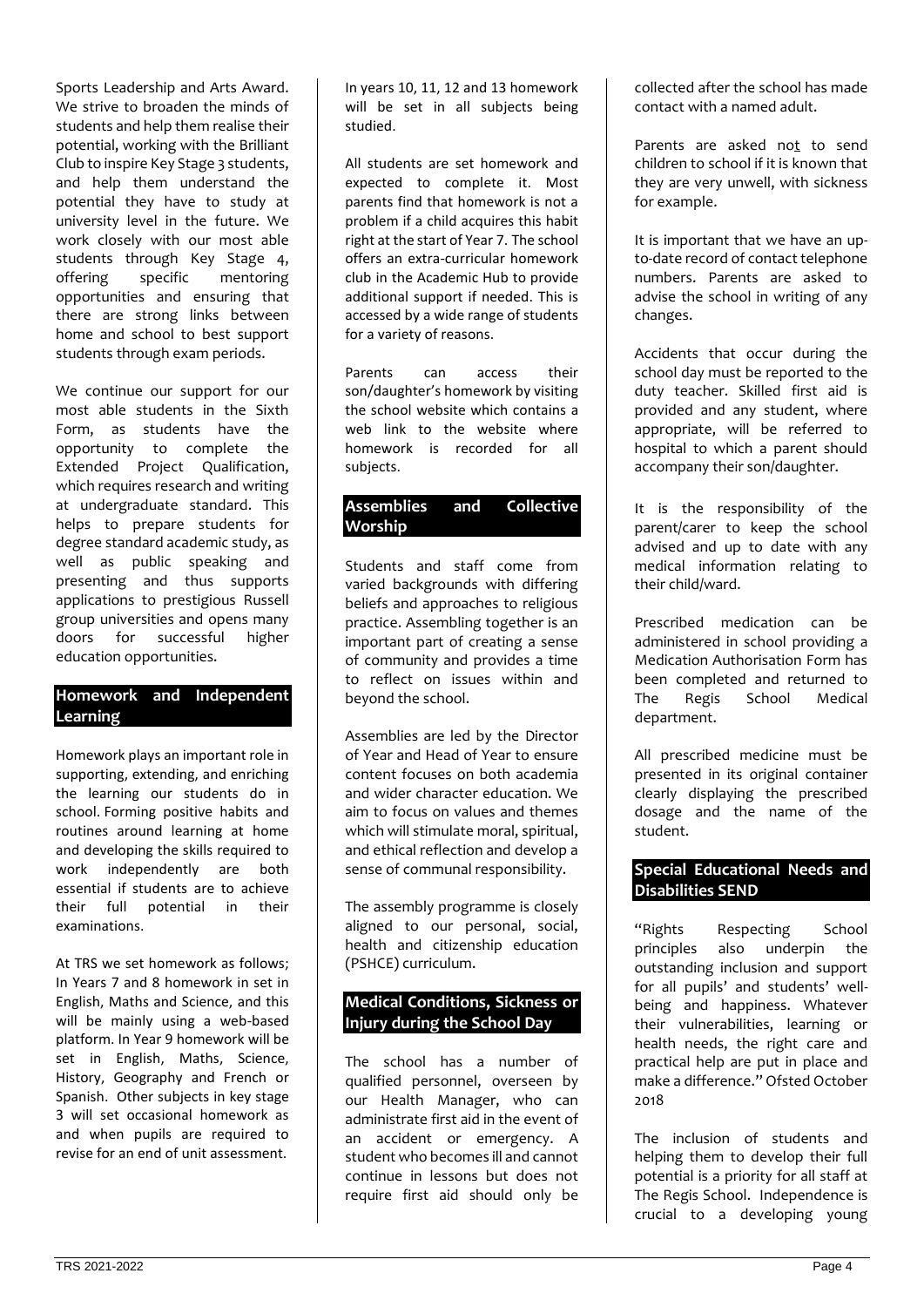Sports Leadership and Arts Award. We strive to broaden the minds of students and help them realise their potential, working with the Brilliant Club to inspire Key Stage 3 students, and help them understand the potential they have to study at university level in the future. We work closely with our most able students through Key Stage 4, offering specific mentoring opportunities and ensuring that there are strong links between home and school to best support students through exam periods.

We continue our support for our most able students in the Sixth Form, as students have the opportunity to complete the Extended Project Qualification, which requires research and writing at undergraduate standard. This helps to prepare students for degree standard academic study, as well as public speaking and presenting and thus supports applications to prestigious Russell group universities and opens many doors for successful higher education opportunities.

## Homework and Independent Learning

Homework plays an important role in supporting, extending, and enriching the learning our students do in school. Forming positive habits and routines around learning at home and developing the skills required to work independently are both essential if students are to achieve their full potential in their examinations.

At TRS we set homework as follows; In Years 7 and 8 homework in set in English, Maths and Science, and this will be mainly using a web-based platform. In Year 9 homework will be set in English, Maths, Science, History, Geography and French or Spanish. Other subjects in key stage 3 will set occasional homework as and when pupils are required to revise for an end of unit assessment.

In years 10, 11, 12 and 13 homework will be set in all subjects being studied.

All students are set homework and expected to complete it. Most parents find that homework is not a problem if a child acquires this habit right at the start of Year 7. The school offers an extra-curricular homework club in the Academic Hub to provide additional support if needed. This is accessed by a wide range of students for a variety of reasons.

Parents can access their son/daughter's homework by visiting the school website which contains a web link to the website where homework is recorded for all subjects.

## Assemblies and Collective Worship

Students and staff come from varied backgrounds with differing beliefs and approaches to religious practice. Assembling together is an important part of creating a sense of community and provides a time to reflect on issues within and beyond the school.

Assemblies are led by the Director of Year and Head of Year to ensure content focuses on both academia and wider character education. We aim to focus on values and themes which will stimulate moral, spiritual, and ethical reflection and develop a sense of communal responsibility.

The assembly programme is closely aligned to our personal, social, health and citizenship education (PSHCE) curriculum.

## Medical Conditions, Sickness or Injury during the School Day

The school has a number of qualified personnel, overseen by our Health Manager, who can administrate first aid in the event of an accident or emergency. A student who becomes ill and cannot continue in lessons but does not require first aid should only be collected after the school has made contact with a named adult.

Parents are asked no<u>t</u> to send children to school if it is known that they are very unwell, with sickness for example.

It is important that we have an up-to-date record of contact telephone numbers. Parents are asked to advise the school in writing of any changes.

Accidents that occur during the school day must be reported to the duty teacher. Skilled first aid is provided and any student, where appropriate, will be referred to hospital to which a parent should accompany their son/daughter.

It is the responsibility of the parent/carer to keep the school advised and up to date with any medical information relating to their child/ward.

Prescribed medication can be administered in school providing a Medication Authorisation Form has been completed and returned to The Regis School Medical department.

All prescribed medicine must be presented in its original container clearly displaying the prescribed dosage and the name of the student.

## Special Educational Needs and Disabilities SEND

"Rights Respecting School principles also underpin the outstanding inclusion and support for all pupils' and students' well-being and happiness. Whatever their vulnerabilities, learning or health needs, the right care and practical help are put in place and make a difference." Ofsted October 2018

The inclusion of students and helping them to develop their full potential is a priority for all staff at The Regis School. Independence is crucial to a developing young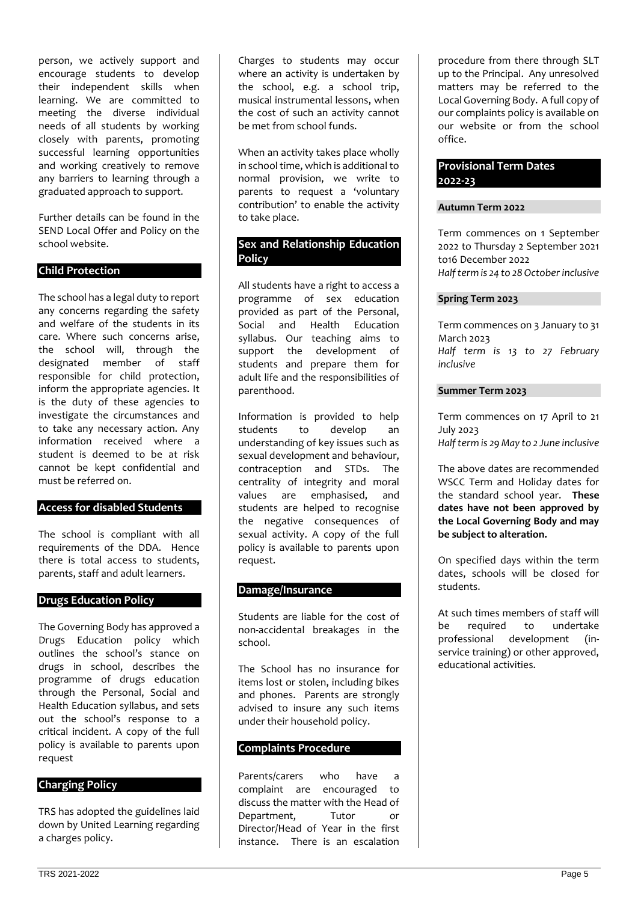person, we actively support and encourage students to develop their independent skills when learning. We are committed to meeting the diverse individual needs of all students by working closely with parents, promoting successful learning opportunities and working creatively to remove any barriers to learning through a graduated approach to support.

Further details can be found in the SEND Local Offer and Policy on the school website.

## Child Protection

The school has a legal duty to report any concerns regarding the safety and welfare of the students in its care. Where such concerns arise, the school will, through the designated member of staff responsible for child protection, inform the appropriate agencies. It is the duty of these agencies to investigate the circumstances and to take any necessary action. Any information received where a student is deemed to be at risk cannot be kept confidential and must be referred on.

## Access for disabled Students

The school is compliant with all requirements of the DDA. Hence there is total access to students, parents, staff and adult learners.

## Drugs Education Policy

The Governing Body has approved a Drugs Education policy which outlines the school's stance on drugs in school, describes the programme of drugs education through the Personal, Social and Health Education syllabus, and sets out the school's response to a critical incident. A copy of the full policy is available to parents upon request

## Charging Policy

TRS has adopted the guidelines laid down by United Learning regarding a charges policy.

Charges to students may occur where an activity is undertaken by the school, e.g. a school trip, musical instrumental lessons, when the cost of such an activity cannot be met from school funds.

When an activity takes place wholly in school time, which is additional to normal provision, we write to parents to request a 'voluntary contribution' to enable the activity to take place.

## Sex and Relationship Education Policy

All students have a right to access a programme of sex education provided as part of the Personal, Social and Health Education syllabus. Our teaching aims to support the development of students and prepare them for adult life and the responsibilities of parenthood.

Information is provided to help students to develop an understanding of key issues such as sexual development and behaviour, contraception and STDs. The centrality of integrity and moral values are emphasised, and students are helped to recognise the negative consequences of sexual activity. A copy of the full policy is available to parents upon request.

## Damage/Insurance

Students are liable for the cost of non-accidental breakages in the school.

The School has no insurance for items lost or stolen, including bikes and phones. Parents are strongly advised to insure any such items under their household policy.

## Complaints Procedure

Parents/carers who have a complaint are encouraged to discuss the matter with the Head of Department, Tutor or Director/Head of Year in the first instance. There is an escalation procedure from there through SLT up to the Principal. Any unresolved matters may be referred to the Local Governing Body. A full copy of our complaints policy is available on our website or from the school office.

## Provisional Term Dates 2022-23

### Autumn Term 2022

Term commences on 1 September 2022 to Thursday 2 September 2021 to16 December 2022
*Half term is 24 to 28 October inclusive*

### Spring Term 2023

Term commences on 3 January to 31 March 2023
*Half term is 13 to 27 February inclusive*

### Summer Term 2023

Term commences on 17 April to 21 July 2023
*Half term is 29 May to 2 June inclusive*

The above dates are recommended WSCC Term and Holiday dates for the standard school year. **These dates have not been approved by the Local Governing Body and may be subject to alteration.**

On specified days within the term dates, schools will be closed for students.

At such times members of staff will be required to undertake professional development (in-service training) or other approved, educational activities.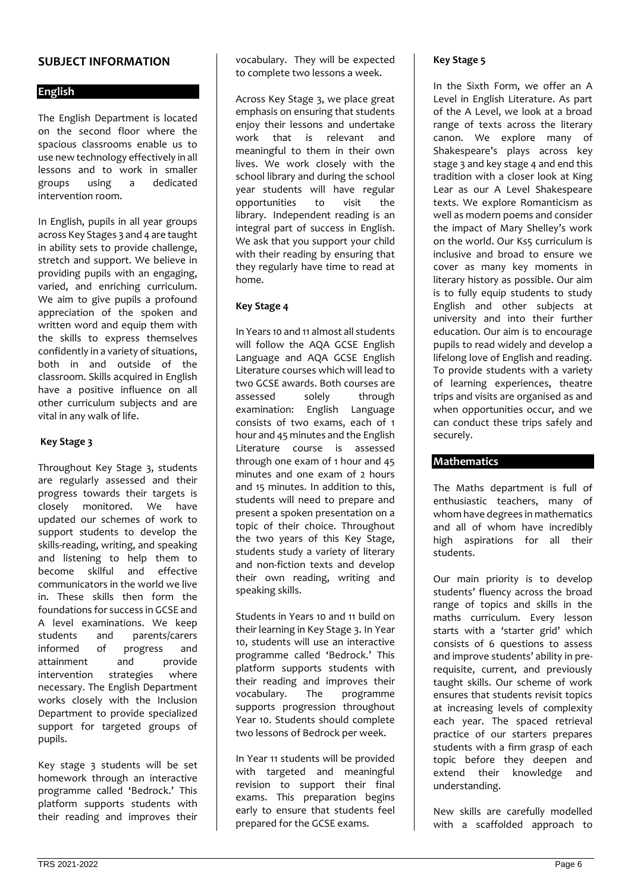## SUBJECT INFORMATION

### English

The English Department is located on the second floor where the spacious classrooms enable us to use new technology effectively in all lessons and to work in smaller groups using a dedicated intervention room.

In English, pupils in all year groups across Key Stages 3 and 4 are taught in ability sets to provide challenge, stretch and support. We believe in providing pupils with an engaging, varied, and enriching curriculum. We aim to give pupils a profound appreciation of the spoken and written word and equip them with the skills to express themselves confidently in a variety of situations, both in and outside of the classroom. Skills acquired in English have a positive influence on all other curriculum subjects and are vital in any walk of life.

#### Key Stage 3

Throughout Key Stage 3, students are regularly assessed and their progress towards their targets is closely monitored. We have updated our schemes of work to support students to develop the skills-reading, writing, and speaking and listening to help them to become skilful and effective communicators in the world we live in. These skills then form the foundations for success in GCSE and A level examinations. We keep students and parents/carers informed of progress and attainment and provide intervention strategies where necessary. The English Department works closely with the Inclusion Department to provide specialized support for targeted groups of pupils.

Key stage 3 students will be set homework through an interactive programme called 'Bedrock.' This platform supports students with their reading and improves their vocabulary. They will be expected to complete two lessons a week.

Across Key Stage 3, we place great emphasis on ensuring that students enjoy their lessons and undertake work that is relevant and meaningful to them in their own lives. We work closely with the school library and during the school year students will have regular opportunities to visit the library. Independent reading is an integral part of success in English. We ask that you support your child with their reading by ensuring that they regularly have time to read at home.

#### Key Stage 4

In Years 10 and 11 almost all students will follow the AQA GCSE English Language and AQA GCSE English Literature courses which will lead to two GCSE awards. Both courses are assessed solely through examination: English Language consists of two exams, each of 1 hour and 45 minutes and the English Literature course is assessed through one exam of 1 hour and 45 minutes and one exam of 2 hours and 15 minutes. In addition to this, students will need to prepare and present a spoken presentation on a topic of their choice. Throughout the two years of this Key Stage, students study a variety of literary and non-fiction texts and develop their own reading, writing and speaking skills.

Students in Years 10 and 11 build on their learning in Key Stage 3. In Year 10, students will use an interactive programme called 'Bedrock.' This platform supports students with their reading and improves their vocabulary. The programme supports progression throughout Year 10. Students should complete two lessons of Bedrock per week.

In Year 11 students will be provided with targeted and meaningful revision to support their final exams. This preparation begins early to ensure that students feel prepared for the GCSE exams.

#### Key Stage 5

In the Sixth Form, we offer an A Level in English Literature. As part of the A Level, we look at a broad range of texts across the literary canon. We explore many of Shakespeare's plays across key stage 3 and key stage 4 and end this tradition with a closer look at King Lear as our A Level Shakespeare texts. We explore Romanticism as well as modern poems and consider the impact of Mary Shelley's work on the world. Our Ks5 curriculum is inclusive and broad to ensure we cover as many key moments in literary history as possible. Our aim is to fully equip students to study English and other subjects at university and into their further education. Our aim is to encourage pupils to read widely and develop a lifelong love of English and reading. To provide students with a variety of learning experiences, theatre trips and visits are organised as and when opportunities occur, and we can conduct these trips safely and securely.

### Mathematics

The Maths department is full of enthusiastic teachers, many of whom have degrees in mathematics and all of whom have incredibly high aspirations for all their students.

Our main priority is to develop students' fluency across the broad range of topics and skills in the maths curriculum. Every lesson starts with a 'starter grid' which consists of 6 questions to assess and improve students' ability in pre-requisite, current, and previously taught skills. Our scheme of work ensures that students revisit topics at increasing levels of complexity each year. The spaced retrieval practice of our starters prepares students with a firm grasp of each topic before they deepen and extend their knowledge and understanding.

New skills are carefully modelled with a scaffolded approach to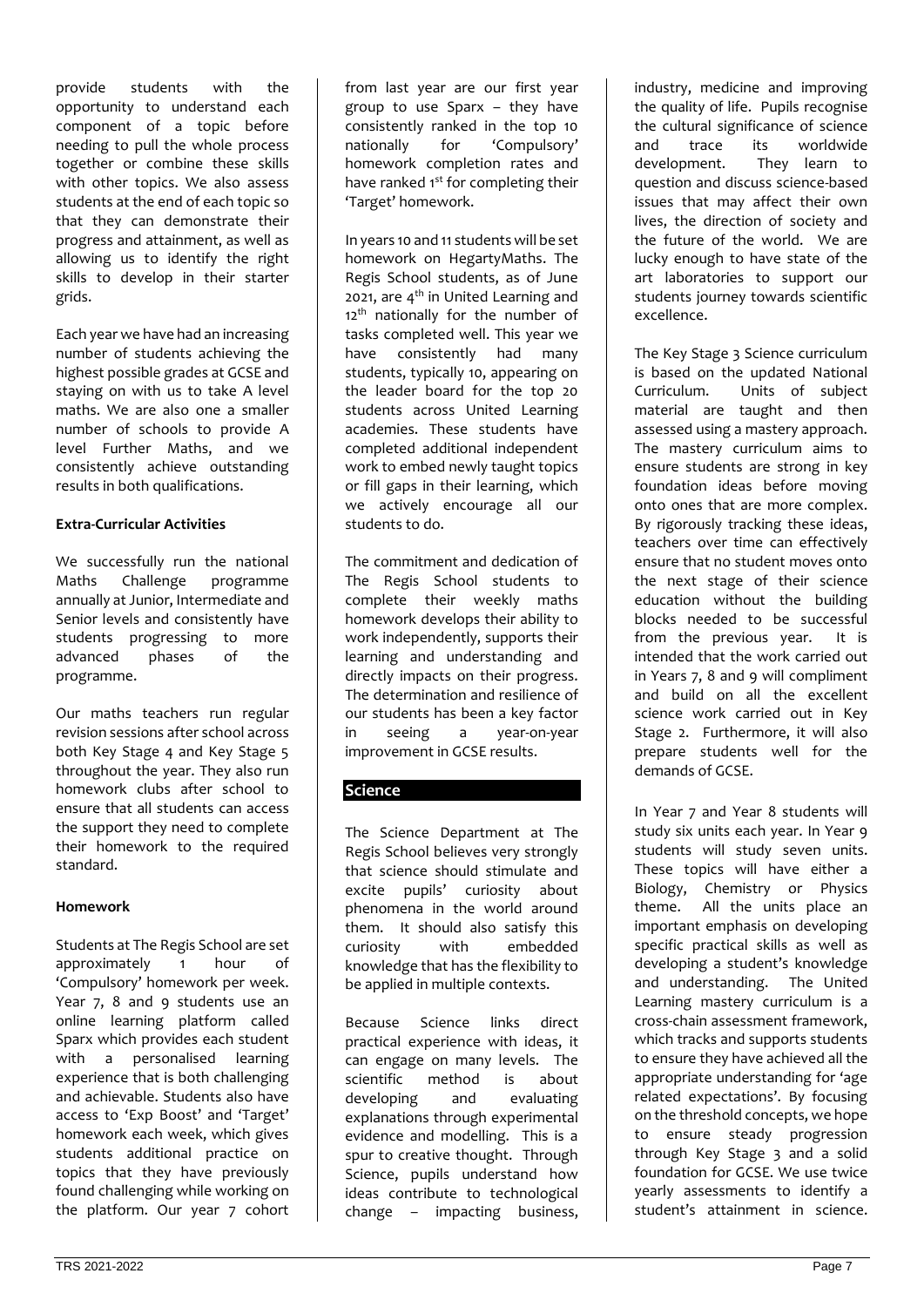provide students with the opportunity to understand each component of a topic before needing to pull the whole process together or combine these skills with other topics. We also assess students at the end of each topic so that they can demonstrate their progress and attainment, as well as allowing us to identify the right skills to develop in their starter grids.

Each year we have had an increasing number of students achieving the highest possible grades at GCSE and staying on with us to take A level maths. We are also one a smaller number of schools to provide A level Further Maths, and we consistently achieve outstanding results in both qualifications.

**Extra-Curricular Activities**

We successfully run the national Maths Challenge programme annually at Junior, Intermediate and Senior levels and consistently have students progressing to more advanced phases of the programme.

Our maths teachers run regular revision sessions after school across both Key Stage 4 and Key Stage 5 throughout the year. They also run homework clubs after school to ensure that all students can access the support they need to complete their homework to the required standard.

**Homework**

Students at The Regis School are set approximately 1 hour of 'Compulsory' homework per week. Year 7, 8 and 9 students use an online learning platform called Sparx which provides each student with a personalised learning experience that is both challenging and achievable. Students also have access to 'Exp Boost' and 'Target' homework each week, which gives students additional practice on topics that they have previously found challenging while working on the platform. Our year 7 cohort from last year are our first year group to use Sparx – they have consistently ranked in the top 10 nationally for 'Compulsory' homework completion rates and have ranked 1st for completing their 'Target' homework.

In years 10 and 11 students will be set homework on HegartyMaths. The Regis School students, as of June 2021, are 4th in United Learning and 12th nationally for the number of tasks completed well. This year we have consistently had many students, typically 10, appearing on the leader board for the top 20 students across United Learning academies. These students have completed additional independent work to embed newly taught topics or fill gaps in their learning, which we actively encourage all our students to do.

The commitment and dedication of The Regis School students to complete their weekly maths homework develops their ability to work independently, supports their learning and understanding and directly impacts on their progress. The determination and resilience of our students has been a key factor in seeing a year-on-year improvement in GCSE results.

## Science

The Science Department at The Regis School believes very strongly that science should stimulate and excite pupils' curiosity about phenomena in the world around them. It should also satisfy this curiosity with embedded knowledge that has the flexibility to be applied in multiple contexts.

Because Science links direct practical experience with ideas, it can engage on many levels. The scientific method is about developing and evaluating explanations through experimental evidence and modelling. This is a spur to creative thought. Through Science, pupils understand how ideas contribute to technological change – impacting business, industry, medicine and improving the quality of life. Pupils recognise the cultural significance of science and trace its worldwide development. They learn to question and discuss science-based issues that may affect their own lives, the direction of society and the future of the world. We are lucky enough to have state of the art laboratories to support our students journey towards scientific excellence.

The Key Stage 3 Science curriculum is based on the updated National Curriculum. Units of subject material are taught and then assessed using a mastery approach. The mastery curriculum aims to ensure students are strong in key foundation ideas before moving onto ones that are more complex. By rigorously tracking these ideas, teachers over time can effectively ensure that no student moves onto the next stage of their science education without the building blocks needed to be successful from the previous year. It is intended that the work carried out in Years 7, 8 and 9 will compliment and build on all the excellent science work carried out in Key Stage 2. Furthermore, it will also prepare students well for the demands of GCSE.

In Year 7 and Year 8 students will study six units each year. In Year 9 students will study seven units. These topics will have either a Biology, Chemistry or Physics theme. All the units place an important emphasis on developing specific practical skills as well as developing a student's knowledge and understanding. The United Learning mastery curriculum is a cross-chain assessment framework, which tracks and supports students to ensure they have achieved all the appropriate understanding for 'age related expectations'. By focusing on the threshold concepts, we hope to ensure steady progression through Key Stage 3 and a solid foundation for GCSE. We use twice yearly assessments to identify a student's attainment in science.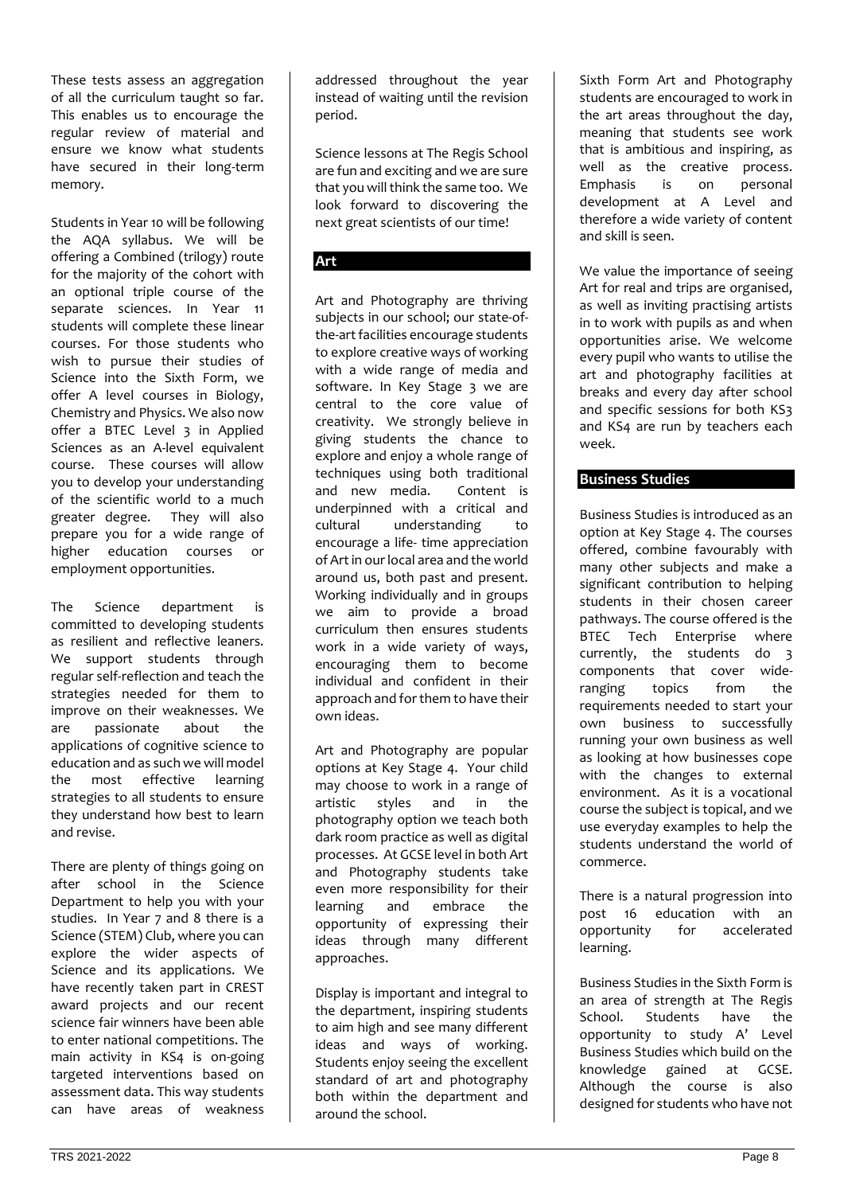These tests assess an aggregation of all the curriculum taught so far. This enables us to encourage the regular review of material and ensure we know what students have secured in their long-term memory.

Students in Year 10 will be following the AQA syllabus. We will be offering a Combined (trilogy) route for the majority of the cohort with an optional triple course of the separate sciences. In Year 11 students will complete these linear courses. For those students who wish to pursue their studies of Science into the Sixth Form, we offer A level courses in Biology, Chemistry and Physics. We also now offer a BTEC Level 3 in Applied Sciences as an A-level equivalent course. These courses will allow you to develop your understanding of the scientific world to a much greater degree. They will also prepare you for a wide range of higher education courses or employment opportunities.

The Science department is committed to developing students as resilient and reflective leaners. We support students through regular self-reflection and teach the strategies needed for them to improve on their weaknesses. We are passionate about the applications of cognitive science to education and as such we will model the most effective learning strategies to all students to ensure they understand how best to learn and revise.

There are plenty of things going on after school in the Science Department to help you with your studies. In Year 7 and 8 there is a Science (STEM) Club, where you can explore the wider aspects of Science and its applications. We have recently taken part in CREST award projects and our recent science fair winners have been able to enter national competitions. The main activity in KS4 is on-going targeted interventions based on assessment data. This way students can have areas of weakness addressed throughout the year instead of waiting until the revision period.

Science lessons at The Regis School are fun and exciting and we are sure that you will think the same too. We look forward to discovering the next great scientists of our time!

## Art

Art and Photography are thriving subjects in our school; our state-of-the-art facilities encourage students to explore creative ways of working with a wide range of media and software. In Key Stage 3 we are central to the core value of creativity. We strongly believe in giving students the chance to explore and enjoy a whole range of techniques using both traditional and new media. Content is underpinned with a critical and cultural understanding to encourage a life- time appreciation of Art in our local area and the world around us, both past and present. Working individually and in groups we aim to provide a broad curriculum then ensures students work in a wide variety of ways, encouraging them to become individual and confident in their approach and for them to have their own ideas.

Art and Photography are popular options at Key Stage 4. Your child may choose to work in a range of artistic styles and in the photography option we teach both dark room practice as well as digital processes. At GCSE level in both Art and Photography students take even more responsibility for their learning and embrace the opportunity of expressing their ideas through many different approaches.

Display is important and integral to the department, inspiring students to aim high and see many different ideas and ways of working. Students enjoy seeing the excellent standard of art and photography both within the department and around the school.

Sixth Form Art and Photography students are encouraged to work in the art areas throughout the day, meaning that students see work that is ambitious and inspiring, as well as the creative process. Emphasis is on personal development at A Level and therefore a wide variety of content and skill is seen.

We value the importance of seeing Art for real and trips are organised, as well as inviting practising artists in to work with pupils as and when opportunities arise. We welcome every pupil who wants to utilise the art and photography facilities at breaks and every day after school and specific sessions for both KS3 and KS4 are run by teachers each week.

## Business Studies

Business Studies is introduced as an option at Key Stage 4. The courses offered, combine favourably with many other subjects and make a significant contribution to helping students in their chosen career pathways. The course offered is the BTEC Tech Enterprise where currently, the students do 3 components that cover wide-ranging topics from the requirements needed to start your own business to successfully running your own business as well as looking at how businesses cope with the changes to external environment. As it is a vocational course the subject is topical, and we use everyday examples to help the students understand the world of commerce.

There is a natural progression into post 16 education with an opportunity for accelerated learning.

Business Studies in the Sixth Form is an area of strength at The Regis School. Students have the opportunity to study A' Level Business Studies which build on the knowledge gained at GCSE. Although the course is also designed for students who have not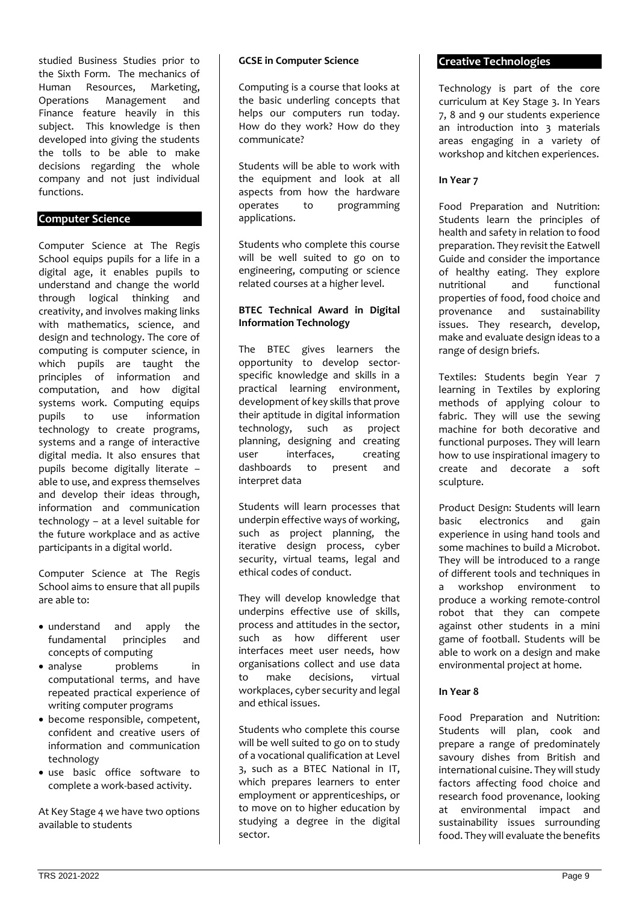studied Business Studies prior to the Sixth Form. The mechanics of Human Resources, Marketing, Operations Management and Finance feature heavily in this subject. This knowledge is then developed into giving the students the tolls to be able to make decisions regarding the whole company and not just individual functions.

## Computer Science

Computer Science at The Regis School equips pupils for a life in a digital age, it enables pupils to understand and change the world through logical thinking and creativity, and involves making links with mathematics, science, and design and technology. The core of computing is computer science, in which pupils are taught the principles of information and computation, and how digital systems work. Computing equips pupils to use information technology to create programs, systems and a range of interactive digital media. It also ensures that pupils become digitally literate – able to use, and express themselves and develop their ideas through, information and communication technology – at a level suitable for the future workplace and as active participants in a digital world.

Computer Science at The Regis School aims to ensure that all pupils are able to:

- understand and apply the fundamental principles and concepts of computing
- analyse problems in computational terms, and have repeated practical experience of writing computer programs
- become responsible, competent, confident and creative users of information and communication technology
- use basic office software to complete a work-based activity.

At Key Stage 4 we have two options available to students

**GCSE in Computer Science**

Computing is a course that looks at the basic underling concepts that helps our computers run today. How do they work? How do they communicate?

Students will be able to work with the equipment and look at all aspects from how the hardware operates to programming applications.

Students who complete this course will be well suited to go on to engineering, computing or science related courses at a higher level.

**BTEC Technical Award in Digital Information Technology**

The BTEC gives learners the opportunity to develop sector-specific knowledge and skills in a practical learning environment, development of key skills that prove their aptitude in digital information technology, such as project planning, designing and creating user interfaces, creating dashboards to present and interpret data

Students will learn processes that underpin effective ways of working, such as project planning, the iterative design process, cyber security, virtual teams, legal and ethical codes of conduct.

They will develop knowledge that underpins effective use of skills, process and attitudes in the sector, such as how different user interfaces meet user needs, how organisations collect and use data to make decisions, virtual workplaces, cyber security and legal and ethical issues.

Students who complete this course will be well suited to go on to study of a vocational qualification at Level 3, such as a BTEC National in IT, which prepares learners to enter employment or apprenticeships, or to move on to higher education by studying a degree in the digital sector.

## Creative Technologies

Technology is part of the core curriculum at Key Stage 3. In Years 7, 8 and 9 our students experience an introduction into 3 materials areas engaging in a variety of workshop and kitchen experiences.

**In Year 7**

Food Preparation and Nutrition: Students learn the principles of health and safety in relation to food preparation. They revisit the Eatwell Guide and consider the importance of healthy eating. They explore nutritional and functional properties of food, food choice and provenance and sustainability issues. They research, develop, make and evaluate design ideas to a range of design briefs.

Textiles: Students begin Year 7 learning in Textiles by exploring methods of applying colour to fabric. They will use the sewing machine for both decorative and functional purposes. They will learn how to use inspirational imagery to create and decorate a soft sculpture.

Product Design: Students will learn basic electronics and gain experience in using hand tools and some machines to build a Microbot. They will be introduced to a range of different tools and techniques in a workshop environment to produce a working remote-control robot that they can compete against other students in a mini game of football. Students will be able to work on a design and make environmental project at home.

**In Year 8**

Food Preparation and Nutrition: Students will plan, cook and prepare a range of predominately savoury dishes from British and international cuisine. They will study factors affecting food choice and research food provenance, looking at environmental impact and sustainability issues surrounding food. They will evaluate the benefits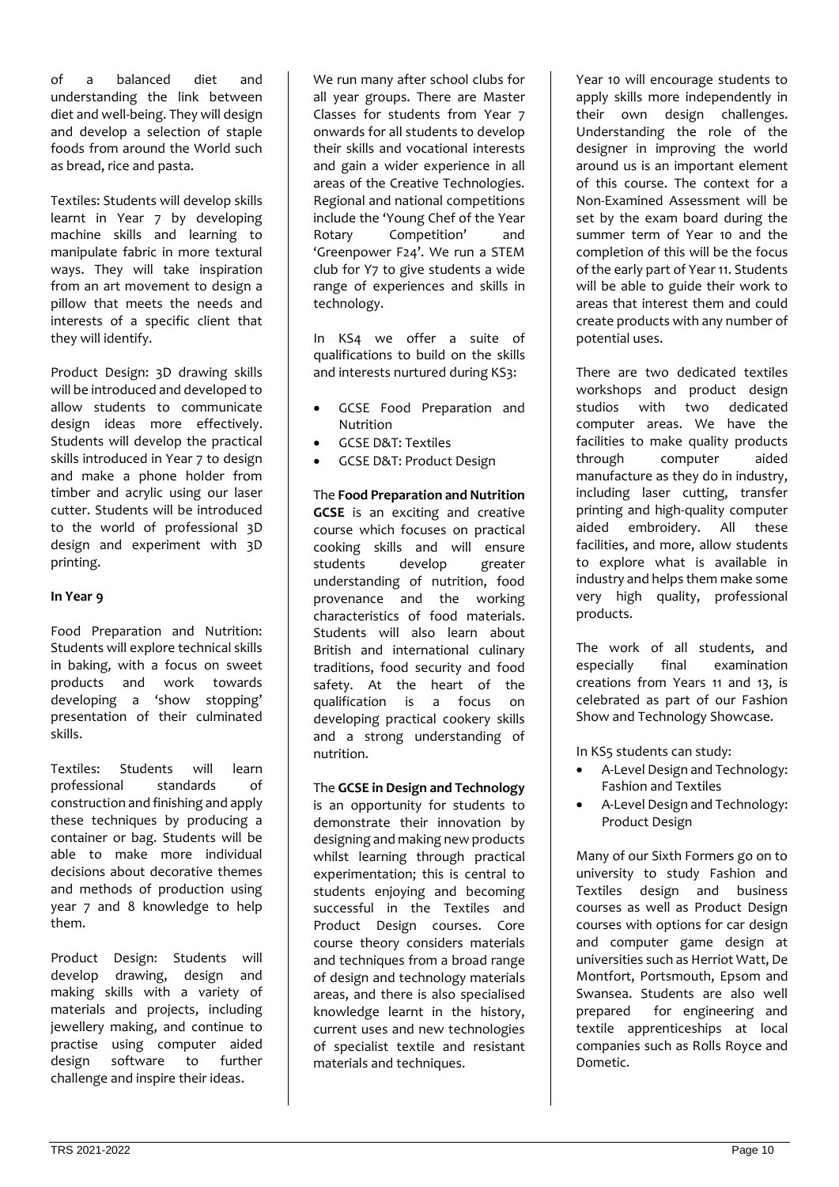of a balanced diet and understanding the link between diet and well-being. They will design and develop a selection of staple foods from around the World such as bread, rice and pasta.

Textiles: Students will develop skills learnt in Year 7 by developing machine skills and learning to manipulate fabric in more textural ways. They will take inspiration from an art movement to design a pillow that meets the needs and interests of a specific client that they will identify.

Product Design: 3D drawing skills will be introduced and developed to allow students to communicate design ideas more effectively. Students will develop the practical skills introduced in Year 7 to design and make a phone holder from timber and acrylic using our laser cutter. Students will be introduced to the world of professional 3D design and experiment with 3D printing.

**In Year 9**

Food Preparation and Nutrition: Students will explore technical skills in baking, with a focus on sweet products and work towards developing a 'show stopping' presentation of their culminated skills.

Textiles: Students will learn professional standards of construction and finishing and apply these techniques by producing a container or bag. Students will be able to make more individual decisions about decorative themes and methods of production using year 7 and 8 knowledge to help them.

Product Design: Students will develop drawing, design and making skills with a variety of materials and projects, including jewellery making, and continue to practise using computer aided design software to further challenge and inspire their ideas.

We run many after school clubs for all year groups. There are Master Classes for students from Year 7 onwards for all students to develop their skills and vocational interests and gain a wider experience in all areas of the Creative Technologies. Regional and national competitions include the 'Young Chef of the Year Rotary Competition' and 'Greenpower F24'. We run a STEM club for Y7 to give students a wide range of experiences and skills in technology.

In KS4 we offer a suite of qualifications to build on the skills and interests nurtured during KS3:

- GCSE Food Preparation and Nutrition
- GCSE D&T: Textiles
- GCSE D&T: Product Design

The **Food Preparation and Nutrition GCSE** is an exciting and creative course which focuses on practical cooking skills and will ensure students develop greater understanding of nutrition, food provenance and the working characteristics of food materials. Students will also learn about British and international culinary traditions, food security and food safety. At the heart of the qualification is a focus on developing practical cookery skills and a strong understanding of nutrition.

The **GCSE in Design and Technology** is an opportunity for students to demonstrate their innovation by designing and making new products whilst learning through practical experimentation; this is central to students enjoying and becoming successful in the Textiles and Product Design courses. Core course theory considers materials and techniques from a broad range of design and technology materials areas, and there is also specialised knowledge learnt in the history, current uses and new technologies of specialist textile and resistant materials and techniques.

Year 10 will encourage students to apply skills more independently in their own design challenges. Understanding the role of the designer in improving the world around us is an important element of this course. The context for a Non-Examined Assessment will be set by the exam board during the summer term of Year 10 and the completion of this will be the focus of the early part of Year 11. Students will be able to guide their work to areas that interest them and could create products with any number of potential uses.

There are two dedicated textiles workshops and product design studios with two dedicated computer areas. We have the facilities to make quality products through computer aided manufacture as they do in industry, including laser cutting, transfer printing and high-quality computer aided embroidery. All these facilities, and more, allow students to explore what is available in industry and helps them make some very high quality, professional products.

The work of all students, and especially final examination creations from Years 11 and 13, is celebrated as part of our Fashion Show and Technology Showcase.

In KS5 students can study:

- A-Level Design and Technology: Fashion and Textiles
- A-Level Design and Technology: Product Design

Many of our Sixth Formers go on to university to study Fashion and Textiles design and business courses as well as Product Design courses with options for car design and computer game design at universities such as Herriot Watt, De Montfort, Portsmouth, Epsom and Swansea. Students are also well prepared for engineering and textile apprenticeships at local companies such as Rolls Royce and Dometic.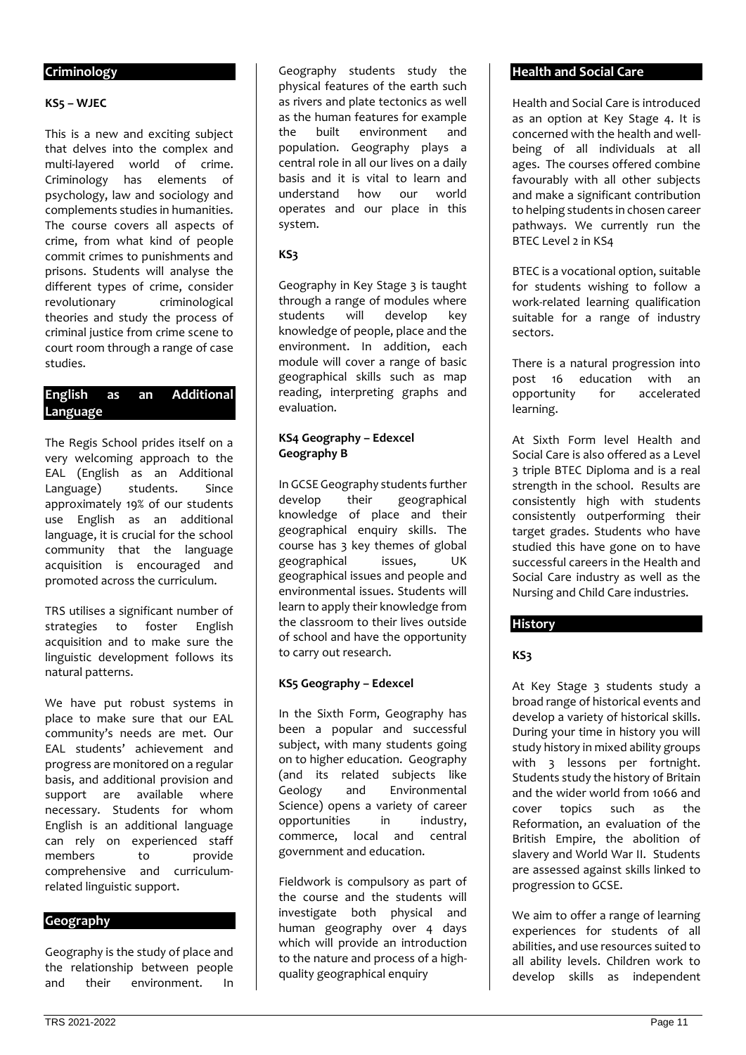## Criminology

**KS5 – WJEC**

This is a new and exciting subject that delves into the complex and multi-layered world of crime. Criminology has elements of psychology, law and sociology and complements studies in humanities. The course covers all aspects of crime, from what kind of people commit crimes to punishments and prisons. Students will analyse the different types of crime, consider revolutionary criminological theories and study the process of criminal justice from crime scene to court room through a range of case studies.

## English as an Additional Language

The Regis School prides itself on a very welcoming approach to the EAL (English as an Additional Language) students. Since approximately 19% of our students use English as an additional language, it is crucial for the school community that the language acquisition is encouraged and promoted across the curriculum.

TRS utilises a significant number of strategies to foster English acquisition and to make sure the linguistic development follows its natural patterns.

We have put robust systems in place to make sure that our EAL community's needs are met. Our EAL students' achievement and progress are monitored on a regular basis, and additional provision and support are available where necessary. Students for whom English is an additional language can rely on experienced staff members to provide comprehensive and curriculum-related linguistic support.

## Geography

Geography is the study of place and the relationship between people and their environment. In Geography students study the physical features of the earth such as rivers and plate tectonics as well as the human features for example the built environment and population. Geography plays a central role in all our lives on a daily basis and it is vital to learn and understand how our world operates and our place in this system.

**KS3**

Geography in Key Stage 3 is taught through a range of modules where students will develop key knowledge of people, place and the environment. In addition, each module will cover a range of basic geographical skills such as map reading, interpreting graphs and evaluation.

**KS4 Geography – Edexcel Geography B**

In GCSE Geography students further develop their geographical knowledge of place and their geographical enquiry skills. The course has 3 key themes of global geographical issues, UK geographical issues and people and environmental issues. Students will learn to apply their knowledge from the classroom to their lives outside of school and have the opportunity to carry out research.

**KS5 Geography – Edexcel**

In the Sixth Form, Geography has been a popular and successful subject, with many students going on to higher education. Geography (and its related subjects like Geology and Environmental Science) opens a variety of career opportunities in industry, commerce, local and central government and education.

Fieldwork is compulsory as part of the course and the students will investigate both physical and human geography over 4 days which will provide an introduction to the nature and process of a high-quality geographical enquiry

## Health and Social Care

Health and Social Care is introduced as an option at Key Stage 4. It is concerned with the health and well-being of all individuals at all ages. The courses offered combine favourably with all other subjects and make a significant contribution to helping students in chosen career pathways. We currently run the BTEC Level 2 in KS4

BTEC is a vocational option, suitable for students wishing to follow a work-related learning qualification suitable for a range of industry sectors.

There is a natural progression into post 16 education with an opportunity for accelerated learning.

At Sixth Form level Health and Social Care is also offered as a Level 3 triple BTEC Diploma and is a real strength in the school. Results are consistently high with students consistently outperforming their target grades. Students who have studied this have gone on to have successful careers in the Health and Social Care industry as well as the Nursing and Child Care industries.

## History

**KS3**

At Key Stage 3 students study a broad range of historical events and develop a variety of historical skills. During your time in history you will study history in mixed ability groups with 3 lessons per fortnight. Students study the history of Britain and the wider world from 1066 and cover topics such as the Reformation, an evaluation of the British Empire, the abolition of slavery and World War II. Students are assessed against skills linked to progression to GCSE.

We aim to offer a range of learning experiences for students of all abilities, and use resources suited to all ability levels. Children work to develop skills as independent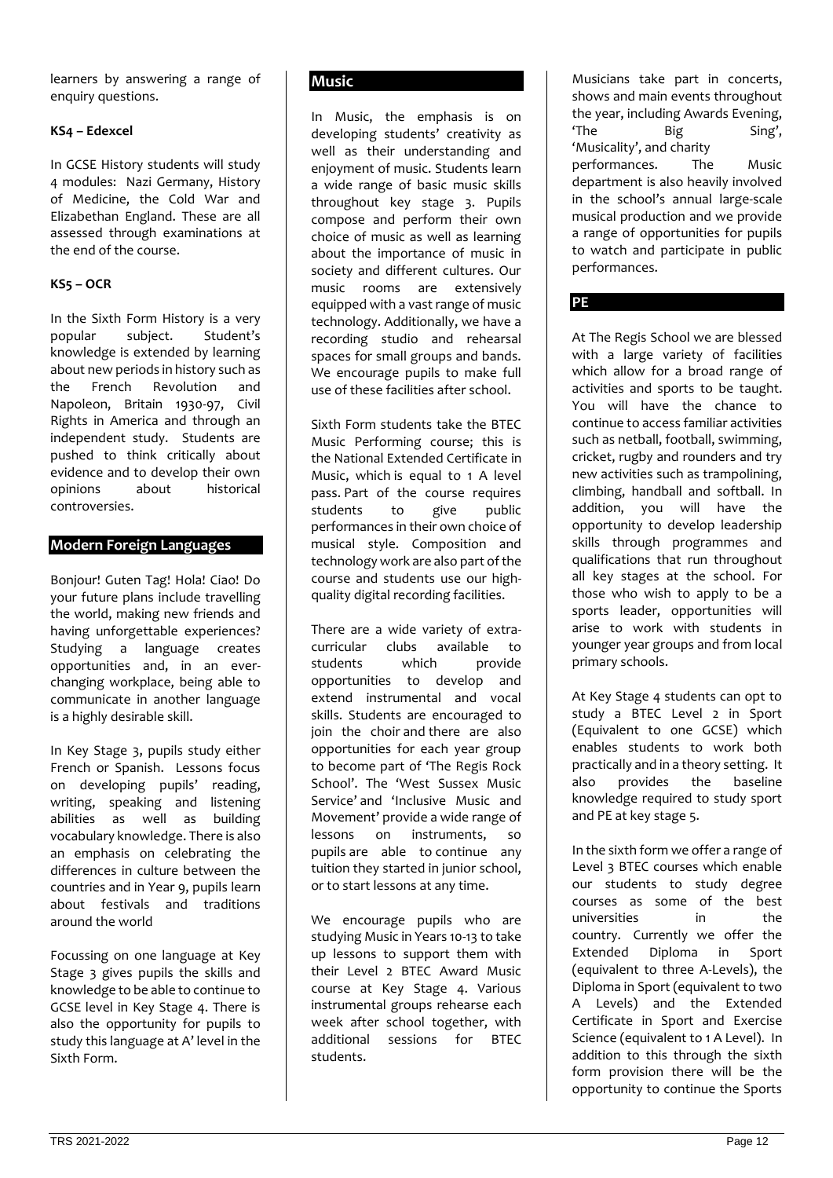learners by answering a range of enquiry questions.

**KS4 – Edexcel**

In GCSE History students will study 4 modules: Nazi Germany, History of Medicine, the Cold War and Elizabethan England. These are all assessed through examinations at the end of the course.

**KS5 – OCR**

In the Sixth Form History is a very popular subject. Student's knowledge is extended by learning about new periods in history such as the French Revolution and Napoleon, Britain 1930-97, Civil Rights in America and through an independent study. Students are pushed to think critically about evidence and to develop their own opinions about historical controversies.

## Modern Foreign Languages

Bonjour! Guten Tag! Hola! Ciao! Do your future plans include travelling the world, making new friends and having unforgettable experiences? Studying a language creates opportunities and, in an ever-changing workplace, being able to communicate in another language is a highly desirable skill.

In Key Stage 3, pupils study either French or Spanish. Lessons focus on developing pupils' reading, writing, speaking and listening abilities as well as building vocabulary knowledge. There is also an emphasis on celebrating the differences in culture between the countries and in Year 9, pupils learn about festivals and traditions around the world

Focussing on one language at Key Stage 3 gives pupils the skills and knowledge to be able to continue to GCSE level in Key Stage 4. There is also the opportunity for pupils to study this language at A' level in the Sixth Form.

## Music

In Music, the emphasis is on developing students' creativity as well as their understanding and enjoyment of music. Students learn a wide range of basic music skills throughout key stage 3. Pupils compose and perform their own choice of music as well as learning about the importance of music in society and different cultures. Our music rooms are extensively equipped with a vast range of music technology. Additionally, we have a recording studio and rehearsal spaces for small groups and bands. We encourage pupils to make full use of these facilities after school.

Sixth Form students take the BTEC Music Performing course; this is the National Extended Certificate in Music, which is equal to 1 A level pass. Part of the course requires students to give public performances in their own choice of musical style. Composition and technology work are also part of the course and students use our high-quality digital recording facilities.

There are a wide variety of extra-curricular clubs available to students which provide opportunities to develop and extend instrumental and vocal skills. Students are encouraged to join the choir and there are also opportunities for each year group to become part of 'The Regis Rock School'. The 'West Sussex Music Service' and 'Inclusive Music and Movement' provide a wide range of lessons on instruments, so pupils are able to continue any tuition they started in junior school, or to start lessons at any time.

We encourage pupils who are studying Music in Years 10-13 to take up lessons to support them with their Level 2 BTEC Award Music course at Key Stage 4. Various instrumental groups rehearse each week after school together, with additional sessions for BTEC students.

Musicians take part in concerts, shows and main events throughout the year, including Awards Evening, 'The Big Sing', 'Musicality', and charity performances. The Music department is also heavily involved in the school's annual large-scale musical production and we provide a range of opportunities for pupils to watch and participate in public performances.

## PE

At The Regis School we are blessed with a large variety of facilities which allow for a broad range of activities and sports to be taught. You will have the chance to continue to access familiar activities such as netball, football, swimming, cricket, rugby and rounders and try new activities such as trampolining, climbing, handball and softball. In addition, you will have the opportunity to develop leadership skills through programmes and qualifications that run throughout all key stages at the school. For those who wish to apply to be a sports leader, opportunities will arise to work with students in younger year groups and from local primary schools.

At Key Stage 4 students can opt to study a BTEC Level 2 in Sport (Equivalent to one GCSE) which enables students to work both practically and in a theory setting. It also provides the baseline knowledge required to study sport and PE at key stage 5.

In the sixth form we offer a range of Level 3 BTEC courses which enable our students to study degree courses as some of the best universities in the country. Currently we offer the Extended Diploma in Sport (equivalent to three A-Levels), the Diploma in Sport (equivalent to two A Levels) and the Extended Certificate in Sport and Exercise Science (equivalent to 1 A Level). In addition to this through the sixth form provision there will be the opportunity to continue the Sports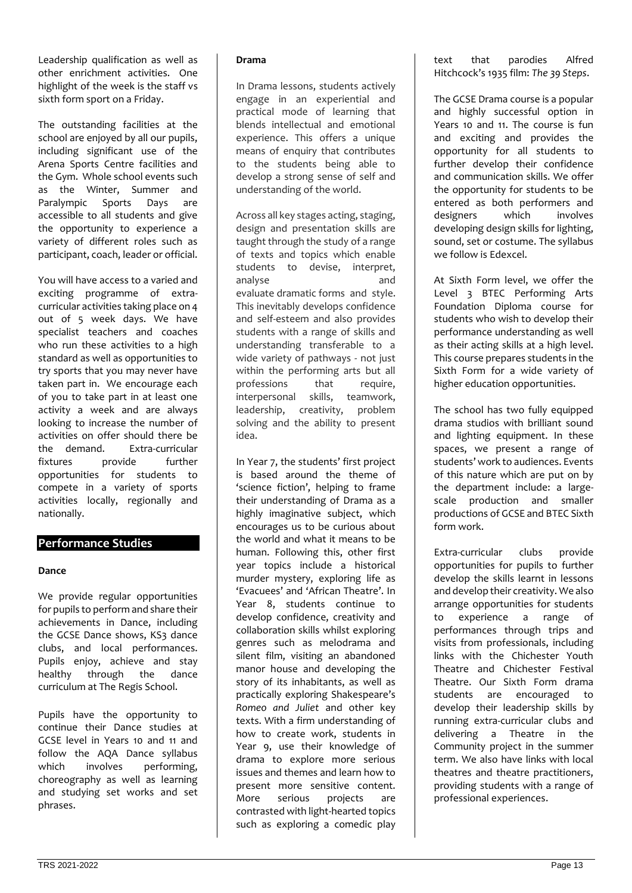Leadership qualification as well as other enrichment activities. One highlight of the week is the staff vs sixth form sport on a Friday.

The outstanding facilities at the school are enjoyed by all our pupils, including significant use of the Arena Sports Centre facilities and the Gym. Whole school events such as the Winter, Summer and Paralympic Sports Days are accessible to all students and give the opportunity to experience a variety of different roles such as participant, coach, leader or official.

You will have access to a varied and exciting programme of extra-curricular activities taking place on 4 out of 5 week days. We have specialist teachers and coaches who run these activities to a high standard as well as opportunities to try sports that you may never have taken part in. We encourage each of you to take part in at least one activity a week and are always looking to increase the number of activities on offer should there be the demand. Extra-curricular fixtures provide further opportunities for students to compete in a variety of sports activities locally, regionally and nationally.

## Performance Studies

**Dance**

We provide regular opportunities for pupils to perform and share their achievements in Dance, including the GCSE Dance shows, KS3 dance clubs, and local performances. Pupils enjoy, achieve and stay healthy through the dance curriculum at The Regis School.

Pupils have the opportunity to continue their Dance studies at GCSE level in Years 10 and 11 and follow the AQA Dance syllabus which involves performing, choreography as well as learning and studying set works and set phrases.

**Drama**

In Drama lessons, students actively engage in an experiential and practical mode of learning that blends intellectual and emotional experience. This offers a unique means of enquiry that contributes to the students being able to develop a strong sense of self and understanding of the world.

Across all key stages acting, staging, design and presentation skills are taught through the study of a range of texts and topics which enable students to devise, interpret, analyse and evaluate dramatic forms and style. This inevitably develops confidence and self-esteem and also provides students with a range of skills and understanding transferable to a wide variety of pathways - not just within the performing arts but all professions that require, interpersonal skills, teamwork, leadership, creativity, problem solving and the ability to present idea.

In Year 7, the students' first project is based around the theme of 'science fiction', helping to frame their understanding of Drama as a highly imaginative subject, which encourages us to be curious about the world and what it means to be human. Following this, other first year topics include a historical murder mystery, exploring life as 'Evacuees' and 'African Theatre'. In Year 8, students continue to develop confidence, creativity and collaboration skills whilst exploring genres such as melodrama and silent film, visiting an abandoned manor house and developing the story of its inhabitants, as well as practically exploring Shakespeare's *Romeo and Juliet* and other key texts. With a firm understanding of how to create work, students in Year 9, use their knowledge of drama to explore more serious issues and themes and learn how to present more sensitive content. More serious projects are contrasted with light-hearted topics such as exploring a comedic play text that parodies Alfred Hitchcock's 1935 film: *The 39 Steps*.

The GCSE Drama course is a popular and highly successful option in Years 10 and 11. The course is fun and exciting and provides the opportunity for all students to further develop their confidence and communication skills. We offer the opportunity for students to be entered as both performers and designers which involves developing design skills for lighting, sound, set or costume. The syllabus we follow is Edexcel.

At Sixth Form level, we offer the Level 3 BTEC Performing Arts Foundation Diploma course for students who wish to develop their performance understanding as well as their acting skills at a high level. This course prepares students in the Sixth Form for a wide variety of higher education opportunities.

The school has two fully equipped drama studios with brilliant sound and lighting equipment. In these spaces, we present a range of students' work to audiences. Events of this nature which are put on by the department include: a large-scale production and smaller productions of GCSE and BTEC Sixth form work.

Extra-curricular clubs provide opportunities for pupils to further develop the skills learnt in lessons and develop their creativity. We also arrange opportunities for students to experience a range of performances through trips and visits from professionals, including links with the Chichester Youth Theatre and Chichester Festival Theatre. Our Sixth Form drama students are encouraged to develop their leadership skills by running extra-curricular clubs and delivering a Theatre in the Community project in the summer term. We also have links with local theatres and theatre practitioners, providing students with a range of professional experiences.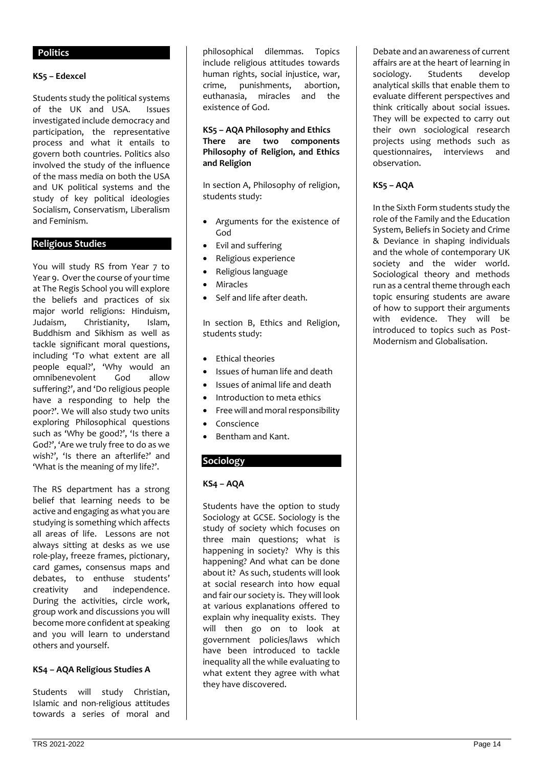## Politics

### KS5 – Edexcel

Students study the political systems of the UK and USA. Issues investigated include democracy and participation, the representative process and what it entails to govern both countries. Politics also involved the study of the influence of the mass media on both the USA and UK political systems and the study of key political ideologies Socialism, Conservatism, Liberalism and Feminism.

## Religious Studies

You will study RS from Year 7 to Year 9. Over the course of your time at The Regis School you will explore the beliefs and practices of six major world religions: Hinduism, Judaism, Christianity, Islam, Buddhism and Sikhism as well as tackle significant moral questions, including 'To what extent are all people equal?', 'Why would an omnibenevolent God allow suffering?', and 'Do religious people have a responding to help the poor?'. We will also study two units exploring Philosophical questions such as 'Why be good?', 'Is there a God?', 'Are we truly free to do as we wish?', 'Is there an afterlife?' and 'What is the meaning of my life?'.

The RS department has a strong belief that learning needs to be active and engaging as what you are studying is something which affects all areas of life. Lessons are not always sitting at desks as we use role-play, freeze frames, pictionary, card games, consensus maps and debates, to enthuse students' creativity and independence. During the activities, circle work, group work and discussions you will become more confident at speaking and you will learn to understand others and yourself.

### KS4 – AQA Religious Studies A

Students will study Christian, Islamic and non-religious attitudes towards a series of moral and philosophical dilemmas. Topics include religious attitudes towards human rights, social injustice, war, crime, punishments, abortion, euthanasia, miracles and the existence of God.

### KS5 – AQA Philosophy and Ethics

**There are two components Philosophy of Religion, and Ethics and Religion**

In section A, Philosophy of religion, students study:

- Arguments for the existence of God
- Evil and suffering
- Religious experience
- Religious language
- Miracles
- Self and life after death.

In section B, Ethics and Religion, students study:

- Ethical theories
- Issues of human life and death
- Issues of animal life and death
- Introduction to meta ethics
- Free will and moral responsibility
- Conscience
- Bentham and Kant.

## Sociology

### KS4 – AQA

Students have the option to study Sociology at GCSE. Sociology is the study of society which focuses on three main questions; what is happening in society? Why is this happening? And what can be done about it? As such, students will look at social research into how equal and fair our society is. They will look at various explanations offered to explain why inequality exists. They will then go on to look at government policies/laws which have been introduced to tackle inequality all the while evaluating to what extent they agree with what they have discovered.

Debate and an awareness of current affairs are at the heart of learning in sociology. Students develop analytical skills that enable them to evaluate different perspectives and think critically about social issues. They will be expected to carry out their own sociological research projects using methods such as questionnaires, interviews and observation.

### KS5 – AQA

In the Sixth Form students study the role of the Family and the Education System, Beliefs in Society and Crime & Deviance in shaping individuals and the whole of contemporary UK society and the wider world. Sociological theory and methods run as a central theme through each topic ensuring students are aware of how to support their arguments with evidence. They will be introduced to topics such as Post-Modernism and Globalisation.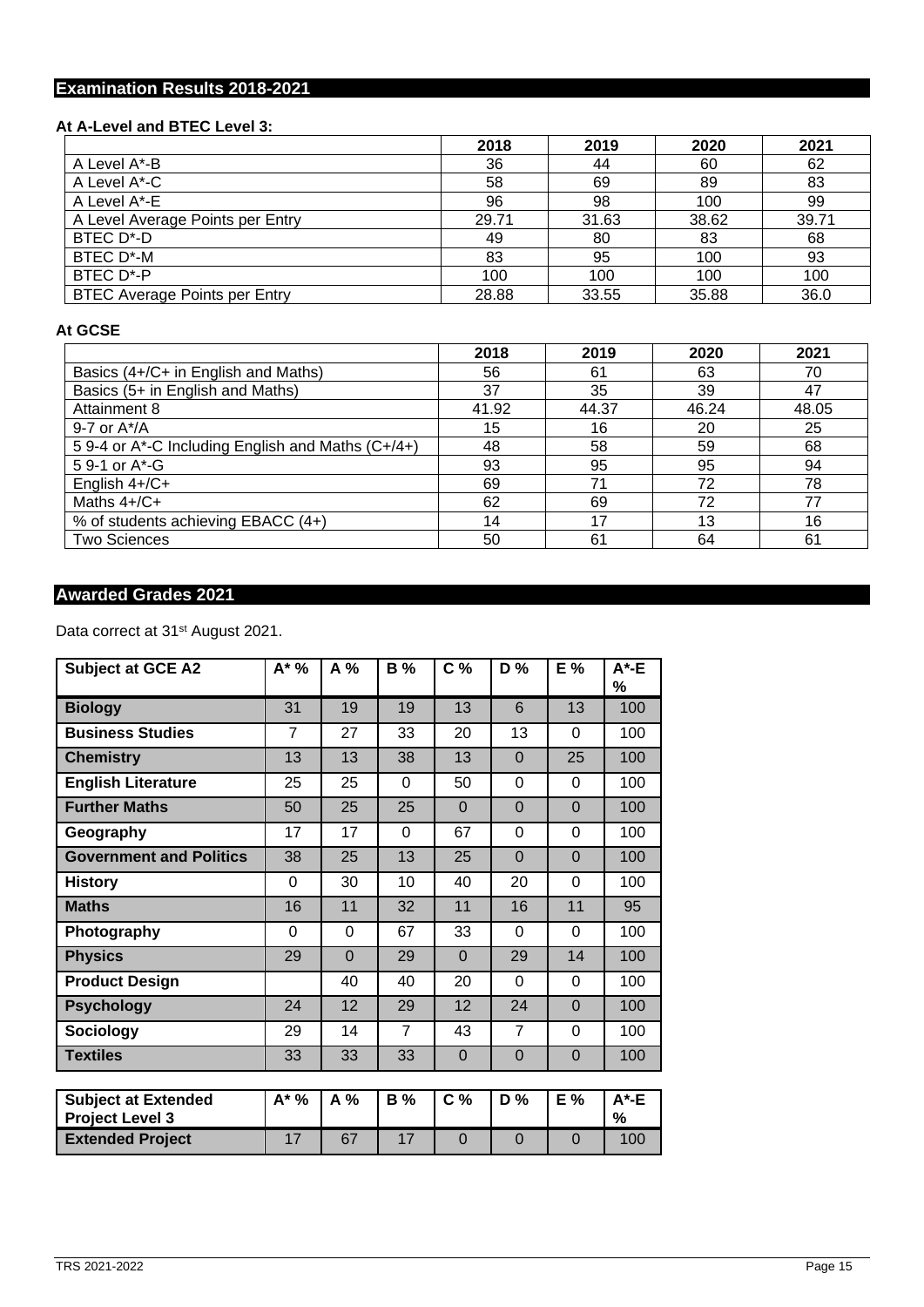## Examination Results 2018-2021

**At A-Level and BTEC Level 3:**

| | 2018 | 2019 | 2020 | 2021 |
|---|---|---|---|---|
| A Level A*-B | 36 | 44 | 60 | 62 |
| A Level A*-C | 58 | 69 | 89 | 83 |
| A Level A*-E | 96 | 98 | 100 | 99 |
| A Level Average Points per Entry | 29.71 | 31.63 | 38.62 | 39.71 |
| BTEC D*-D | 49 | 80 | 83 | 68 |
| BTEC D*-M | 83 | 95 | 100 | 93 |
| BTEC D*-P | 100 | 100 | 100 | 100 |
| BTEC Average Points per Entry | 28.88 | 33.55 | 35.88 | 36.0 |

**At GCSE**

| | 2018 | 2019 | 2020 | 2021 |
|---|---|---|---|---|
| Basics (4+/C+ in English and Maths) | 56 | 61 | 63 | 70 |
| Basics (5+ in English and Maths) | 37 | 35 | 39 | 47 |
| Attainment 8 | 41.92 | 44.37 | 46.24 | 48.05 |
| 9-7 or A*/A | 15 | 16 | 20 | 25 |
| 5 9-4 or A*-C Including English and Maths (C+/4+) | 48 | 58 | 59 | 68 |
| 5 9-1 or A*-G | 93 | 95 | 95 | 94 |
| English 4+/C+ | 69 | 71 | 72 | 78 |
| Maths 4+/C+ | 62 | 69 | 72 | 77 |
| % of students achieving EBACC (4+) | 14 | 17 | 13 | 16 |
| Two Sciences | 50 | 61 | 64 | 61 |

## Awarded Grades 2021

Data correct at 31st August 2021.

| Subject at GCE A2 | A* % | A % | B % | C % | D % | E % | A*-E % |
|---|---|---|---|---|---|---|---|
| **Biology** | 31 | 19 | 19 | 13 | 6 | 13 | 100 |
| **Business Studies** | 7 | 27 | 33 | 20 | 13 | 0 | 100 |
| **Chemistry** | 13 | 13 | 38 | 13 | 0 | 25 | 100 |
| **English Literature** | 25 | 25 | 0 | 50 | 0 | 0 | 100 |
| **Further Maths** | 50 | 25 | 25 | 0 | 0 | 0 | 100 |
| **Geography** | 17 | 17 | 0 | 67 | 0 | 0 | 100 |
| **Government and Politics** | 38 | 25 | 13 | 25 | 0 | 0 | 100 |
| **History** | 0 | 30 | 10 | 40 | 20 | 0 | 100 |
| **Maths** | 16 | 11 | 32 | 11 | 16 | 11 | 95 |
| **Photography** | 0 | 0 | 67 | 33 | 0 | 0 | 100 |
| **Physics** | 29 | 0 | 29 | 0 | 29 | 14 | 100 |
| **Product Design** | | 40 | 40 | 20 | 0 | 0 | 100 |
| **Psychology** | 24 | 12 | 29 | 12 | 24 | 0 | 100 |
| **Sociology** | 29 | 14 | 7 | 43 | 7 | 0 | 100 |
| **Textiles** | 33 | 33 | 33 | 0 | 0 | 0 | 100 |

| Subject at Extended Project Level 3 | A* % | A % | B % | C % | D % | E % | A*-E % |
|---|---|---|---|---|---|---|---|
| **Extended Project** | 17 | 67 | 17 | 0 | 0 | 0 | 100 |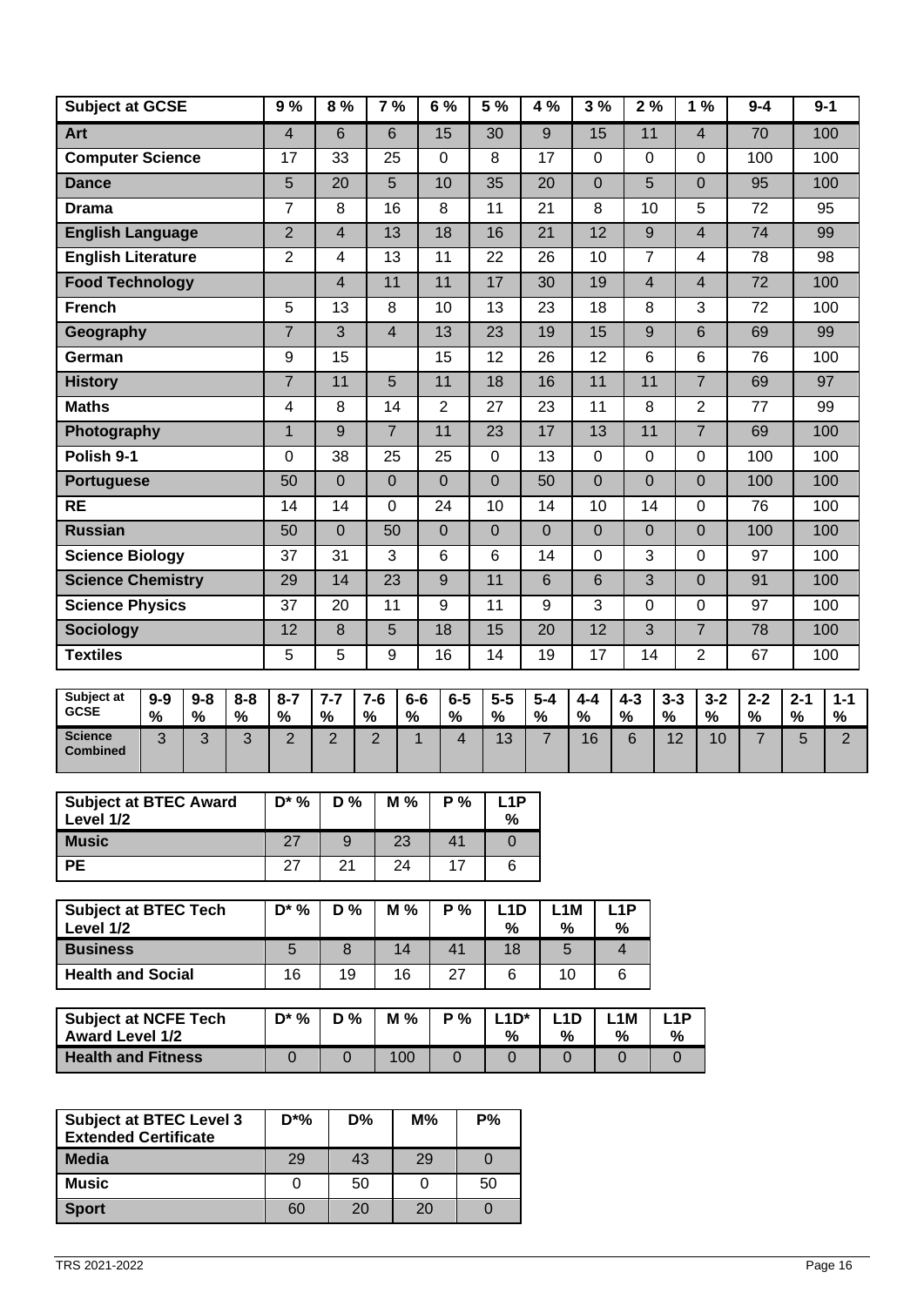| Subject at GCSE | 9 % | 8 % | 7 % | 6 % | 5 % | 4 % | 3 % | 2 % | 1 % | 9-4 | 9-1 |
|---|---|---|---|---|---|---|---|---|---|---|---|
| **Art** | 4 | 6 | 6 | 15 | 30 | 9 | 15 | 11 | 4 | 70 | 100 |
| **Computer Science** | 17 | 33 | 25 | 0 | 8 | 17 | 0 | 0 | 0 | 100 | 100 |
| **Dance** | 5 | 20 | 5 | 10 | 35 | 20 | 0 | 5 | 0 | 95 | 100 |
| **Drama** | 7 | 8 | 16 | 8 | 11 | 21 | 8 | 10 | 5 | 72 | 95 |
| **English Language** | 2 | 4 | 13 | 18 | 16 | 21 | 12 | 9 | 4 | 74 | 99 |
| **English Literature** | 2 | 4 | 13 | 11 | 22 | 26 | 10 | 7 | 4 | 78 | 98 |
| **Food Technology** | | 4 | 11 | 11 | 17 | 30 | 19 | 4 | 4 | 72 | 100 |
| **French** | 5 | 13 | 8 | 10 | 13 | 23 | 18 | 8 | 3 | 72 | 100 |
| **Geography** | 7 | 3 | 4 | 13 | 23 | 19 | 15 | 9 | 6 | 69 | 99 |
| **German** | 9 | 15 | | 15 | 12 | 26 | 12 | 6 | 6 | 76 | 100 |
| **History** | 7 | 11 | 5 | 11 | 18 | 16 | 11 | 11 | 7 | 69 | 97 |
| **Maths** | 4 | 8 | 14 | 2 | 27 | 23 | 11 | 8 | 2 | 77 | 99 |
| **Photography** | 1 | 9 | 7 | 11 | 23 | 17 | 13 | 11 | 7 | 69 | 100 |
| **Polish 9-1** | 0 | 38 | 25 | 25 | 0 | 13 | 0 | 0 | 0 | 100 | 100 |
| **Portuguese** | 50 | 0 | 0 | 0 | 0 | 50 | 0 | 0 | 0 | 100 | 100 |
| **RE** | 14 | 14 | 0 | 24 | 10 | 14 | 10 | 14 | 0 | 76 | 100 |
| **Russian** | 50 | 0 | 50 | 0 | 0 | 0 | 0 | 0 | 0 | 100 | 100 |
| **Science Biology** | 37 | 31 | 3 | 6 | 6 | 14 | 0 | 3 | 0 | 97 | 100 |
| **Science Chemistry** | 29 | 14 | 23 | 9 | 11 | 6 | 6 | 3 | 0 | 91 | 100 |
| **Science Physics** | 37 | 20 | 11 | 9 | 11 | 9 | 3 | 0 | 0 | 97 | 100 |
| **Sociology** | 12 | 8 | 5 | 18 | 15 | 20 | 12 | 3 | 7 | 78 | 100 |
| **Textiles** | 5 | 5 | 9 | 16 | 14 | 19 | 17 | 14 | 2 | 67 | 100 |

| Subject at GCSE | 9-9 % | 9-8 % | 8-8 % | 8-7 % | 7-7 % | 7-6 % | 6-6 % | 6-5 % | 5-5 % | 5-4 % | 4-4 % | 4-3 % | 3-3 % | 3-2 % | 2-2 % | 2-1 % | 1-1 % |
|---|---|---|---|---|---|---|---|---|---|---|---|---|---|---|---|---|---|
| **Science Combined** | 3 | 3 | 3 | 2 | 2 | 2 | 1 | 4 | 13 | 7 | 16 | 6 | 12 | 10 | 7 | 5 | 2 |

| Subject at BTEC Award Level 1/2 | D* % | D % | M % | P % | L1P % |
|---|---|---|---|---|---|
| **Music** | 27 | 9 | 23 | 41 | 0 |
| **PE** | 27 | 21 | 24 | 17 | 6 |

| Subject at BTEC Tech Level 1/2 | D* % | D % | M % | P % | L1D % | L1M % | L1P % |
|---|---|---|---|---|---|---|---|
| **Business** | 5 | 8 | 14 | 41 | 18 | 5 | 4 |
| **Health and Social** | 16 | 19 | 16 | 27 | 6 | 10 | 6 |

| Subject at NCFE Tech Award Level 1/2 | D* % | D % | M % | P % | L1D* % | L1D % | L1M % | L1P % |
|---|---|---|---|---|---|---|---|---|
| **Health and Fitness** | 0 | 0 | 100 | 0 | 0 | 0 | 0 | 0 |

| Subject at BTEC Level 3 Extended Certificate | D*% | D% | M% | P% |
|---|---|---|---|---|
| **Media** | 29 | 43 | 29 | 0 |
| **Music** | 0 | 50 | 0 | 50 |
| **Sport** | 60 | 20 | 20 | 0 |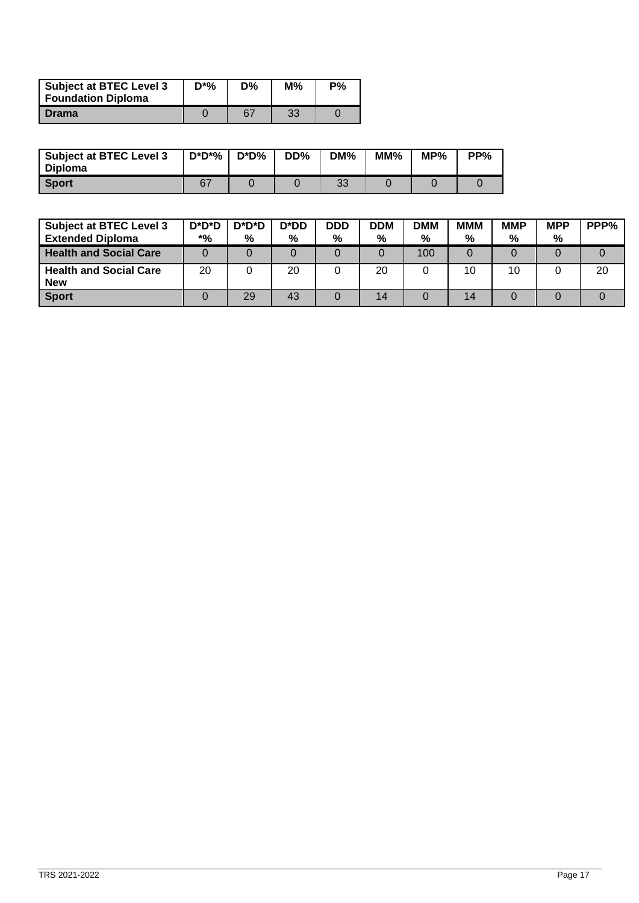| Subject at BTEC Level 3 Foundation Diploma | D*% | D% | M% | P% |
|---|---|---|---|---|
| **Drama** | 0 | 67 | 33 | 0 |

| Subject at BTEC Level 3 Diploma | D*D*% | D*D% | DD% | DM% | MM% | MP% | PP% |
|---|---|---|---|---|---|---|---|
| **Sport** | 67 | 0 | 0 | 33 | 0 | 0 | 0 |

| Subject at BTEC Level 3 Extended Diploma | D*D*D*% | D*D*D % | D*DD % | DDD % | DDM % | DMM % | MMM % | MMP % | MPP % | PPP% |
|---|---|---|---|---|---|---|---|---|---|---|
| **Health and Social Care** | 0 | 0 | 0 | 0 | 0 | 100 | 0 | 0 | 0 | 0 |
| **Health and Social Care New** | 20 | 0 | 20 | 0 | 20 | 0 | 10 | 10 | 0 | 20 |
| **Sport** | 0 | 29 | 43 | 0 | 14 | 0 | 14 | 0 | 0 | 0 |